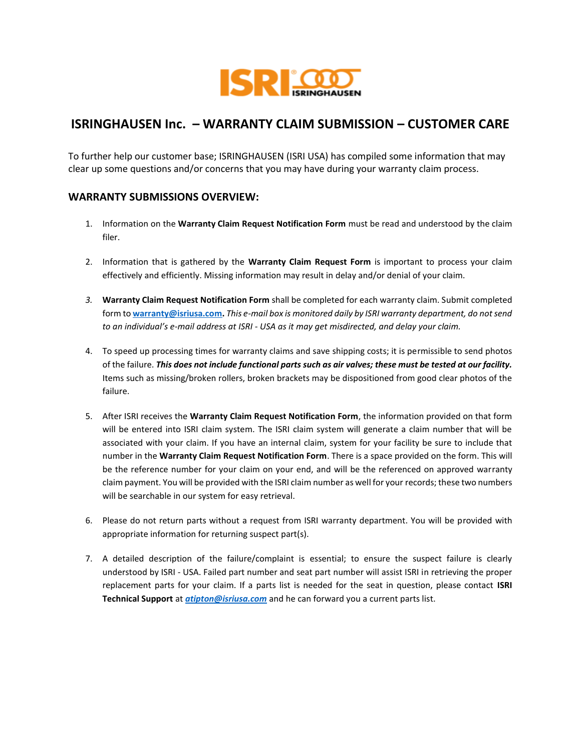# ISRINGHAUSEN Inc. – WARRANTY CLAIM SUBMISSION – CUSTOMER CARE

To further help our customer base; ISRINGHAUSEN (ISRI USA) has compiled some information that may clear up some questions and/or concerns that you may have during your warranty claim process.

## WARRANTY SUBMISSIONS OVERVIEW:

1. Information on the **Warranty Claim Request Notification Form** must be read and understood by the claim filer.

2. Information that is gathered by the **Warranty Claim Request Form** is important to process your claim effectively and efficiently. Missing information may result in delay and/or denial of your claim.

3. **Warranty Claim Request Notification Form** shall be completed for each warranty claim. Submit completed form to **warranty@isriusa.com.** *This e-mail box is monitored daily by ISRI warranty department, do not send to an individual's e-mail address at ISRI - USA as it may get misdirected, and delay your claim.*

4. To speed up processing times for warranty claims and save shipping costs; it is permissible to send photos of the failure. ***This does not include functional parts such as air valves; these must be tested at our facility.*** Items such as missing/broken rollers, broken brackets may be dispositioned from good clear photos of the failure.

5. After ISRI receives the **Warranty Claim Request Notification Form**, the information provided on that form will be entered into ISRI claim system. The ISRI claim system will generate a claim number that will be associated with your claim. If you have an internal claim, system for your facility be sure to include that number in the **Warranty Claim Request Notification Form**. There is a space provided on the form. This will be the reference number for your claim on your end, and will be the referenced on approved warranty claim payment. You will be provided with the ISRI claim number as well for your records; these two numbers will be searchable in our system for easy retrieval.

6. Please do not return parts without a request from ISRI warranty department. You will be provided with appropriate information for returning suspect part(s).

7. A detailed description of the failure/complaint is essential; to ensure the suspect failure is clearly understood by ISRI - USA. Failed part number and seat part number will assist ISRI in retrieving the proper replacement parts for your claim. If a parts list is needed for the seat in question, please contact **ISRI Technical Support** at ***atipton@isriusa.com*** and he can forward you a current parts list.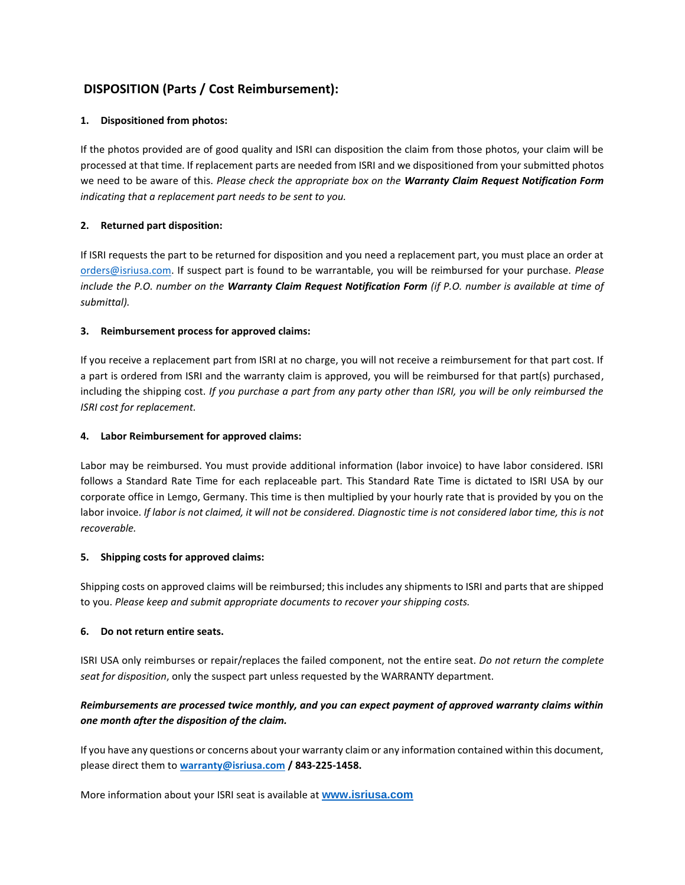## DISPOSITION (Parts / Cost Reimbursement):

### 1. Dispositioned from photos:

If the photos provided are of good quality and ISRI can disposition the claim from those photos, your claim will be processed at that time. If replacement parts are needed from ISRI and we dispositioned from your submitted photos we need to be aware of this. *Please check the appropriate box on the **Warranty Claim Request Notification Form** indicating that a replacement part needs to be sent to you.*

### 2. Returned part disposition:

If ISRI requests the part to be returned for disposition and you need a replacement part, you must place an order at orders@isriusa.com. If suspect part is found to be warrantable, you will be reimbursed for your purchase. *Please include the P.O. number on the **Warranty Claim Request Notification Form** (if P.O. number is available at time of submittal).*

### 3. Reimbursement process for approved claims:

If you receive a replacement part from ISRI at no charge, you will not receive a reimbursement for that part cost. If a part is ordered from ISRI and the warranty claim is approved, you will be reimbursed for that part(s) purchased, including the shipping cost. *If you purchase a part from any party other than ISRI, you will be only reimbursed the ISRI cost for replacement.*

### 4. Labor Reimbursement for approved claims:

Labor may be reimbursed. You must provide additional information (labor invoice) to have labor considered. ISRI follows a Standard Rate Time for each replaceable part. This Standard Rate Time is dictated to ISRI USA by our corporate office in Lemgo, Germany. This time is then multiplied by your hourly rate that is provided by you on the labor invoice. *If labor is not claimed, it will not be considered. Diagnostic time is not considered labor time, this is not recoverable.*

### 5. Shipping costs for approved claims:

Shipping costs on approved claims will be reimbursed; this includes any shipments to ISRI and parts that are shipped to you. *Please keep and submit appropriate documents to recover your shipping costs.*

### 6. Do not return entire seats.

ISRI USA only reimburses or repair/replaces the failed component, not the entire seat. *Do not return the complete seat for disposition*, only the suspect part unless requested by the WARRANTY department.

***Reimbursements are processed twice monthly, and you can expect payment of approved warranty claims within one month after the disposition of the claim.***

If you have any questions or concerns about your warranty claim or any information contained within this document, please direct them to **warranty@isriusa.com / 843-225-1458.**

More information about your ISRI seat is available at **www.isriusa.com**